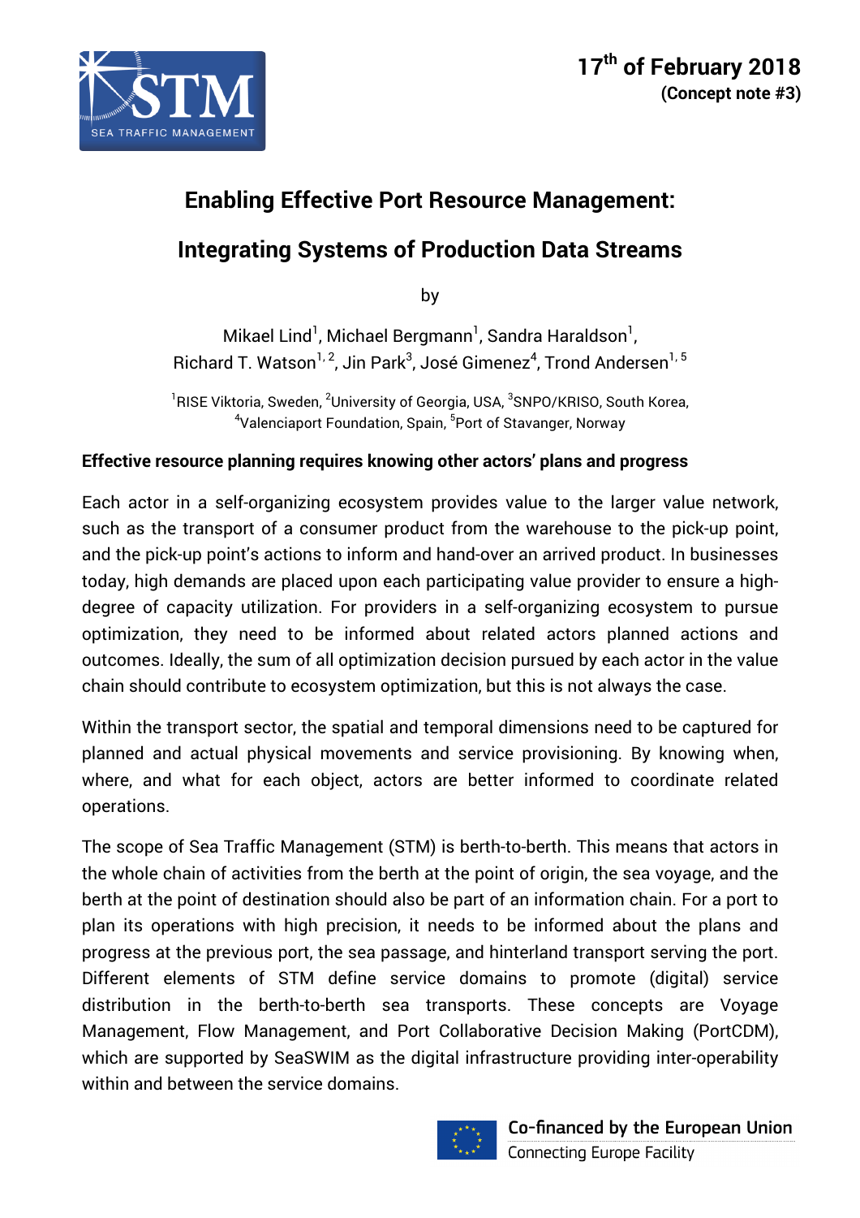17th of February 2018
**(Concept note #3)**

# Enabling Effective Port Resource Management: Integrating Systems of Production Data Streams

by

Mikael Lind[1], Michael Bergmann[1], Sandra Haraldson[1], Richard T. Watson[1, 2], Jin Park[3], José Gimenez[4], Trond Andersen[1, 5]

[1]RISE Viktoria, Sweden, [2]University of Georgia, USA, [3]SNPO/KRISO, South Korea, [4]Valenciaport Foundation, Spain, [5]Port of Stavanger, Norway

## Effective resource planning requires knowing other actors' plans and progress

Each actor in a self-organizing ecosystem provides value to the larger value network, such as the transport of a consumer product from the warehouse to the pick-up point, and the pick-up point's actions to inform and hand-over an arrived product. In businesses today, high demands are placed upon each participating value provider to ensure a high-degree of capacity utilization. For providers in a self-organizing ecosystem to pursue optimization, they need to be informed about related actors planned actions and outcomes. Ideally, the sum of all optimization decision pursued by each actor in the value chain should contribute to ecosystem optimization, but this is not always the case.

Within the transport sector, the spatial and temporal dimensions need to be captured for planned and actual physical movements and service provisioning. By knowing when, where, and what for each object, actors are better informed to coordinate related operations.

The scope of Sea Traffic Management (STM) is berth-to-berth. This means that actors in the whole chain of activities from the berth at the point of origin, the sea voyage, and the berth at the point of destination should also be part of an information chain. For a port to plan its operations with high precision, it needs to be informed about the plans and progress at the previous port, the sea passage, and hinterland transport serving the port. Different elements of STM define service domains to promote (digital) service distribution in the berth-to-berth sea transports. These concepts are Voyage Management, Flow Management, and Port Collaborative Decision Making (PortCDM), which are supported by SeaSWIM as the digital infrastructure providing inter-operability within and between the service domains.

Co-financed by the European Union
Connecting Europe Facility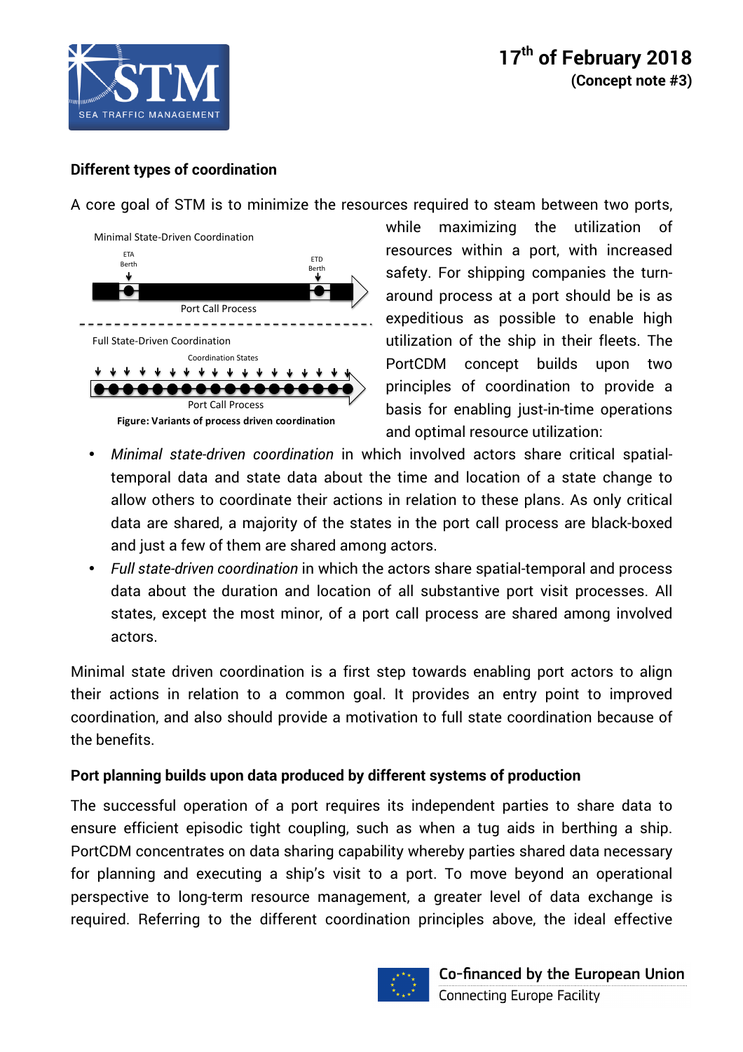## Different types of coordination

A core goal of STM is to minimize the resources required to steam between two ports, while maximizing the utilization of resources within a port, with increased safety. For shipping companies the turn-around process at a port should be is as expeditious as possible to enable high utilization of the ship in their fleets. The PortCDM concept builds upon two principles of coordination to provide a basis for enabling just-in-time operations and optimal resource utilization:

**Figure: Variants of process driven coordination**

- *Minimal state-driven coordination* in which involved actors share critical spatial-temporal data and state data about the time and location of a state change to allow others to coordinate their actions in relation to these plans. As only critical data are shared, a majority of the states in the port call process are black-boxed and just a few of them are shared among actors.
- *Full state-driven coordination* in which the actors share spatial-temporal and process data about the duration and location of all substantive port visit processes. All states, except the most minor, of a port call process are shared among involved actors.

Minimal state driven coordination is a first step towards enabling port actors to align their actions in relation to a common goal. It provides an entry point to improved coordination, and also should provide a motivation to full state coordination because of the benefits.

## Port planning builds upon data produced by different systems of production

The successful operation of a port requires its independent parties to share data to ensure efficient episodic tight coupling, such as when a tug aids in berthing a ship. PortCDM concentrates on data sharing capability whereby parties shared data necessary for planning and executing a ship's visit to a port. To move beyond an operational perspective to long-term resource management, a greater level of data exchange is required. Referring to the different coordination principles above, the ideal effective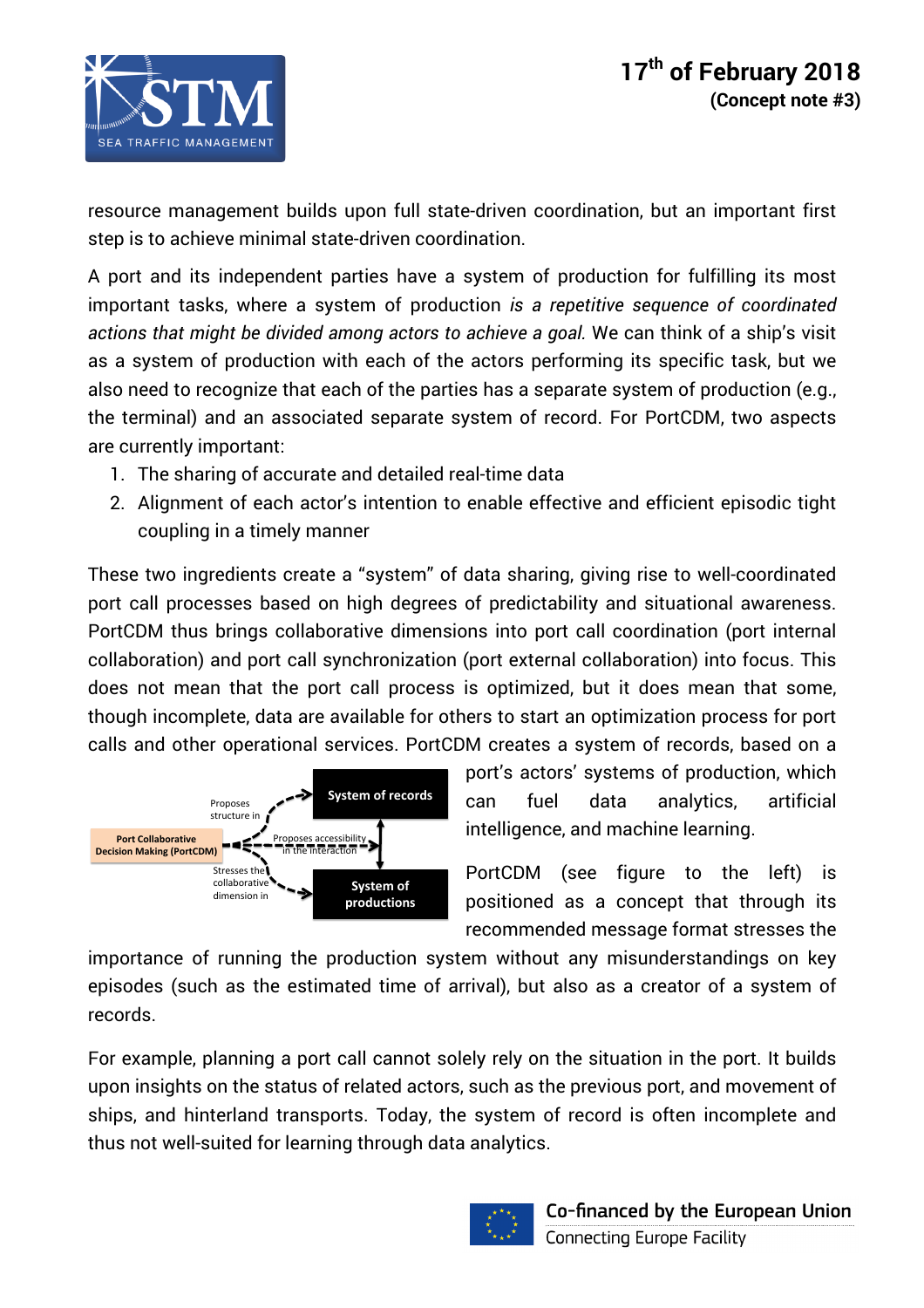resource management builds upon full state-driven coordination, but an important first step is to achieve minimal state-driven coordination.

A port and its independent parties have a system of production for fulfilling its most important tasks, where a system of production *is a repetitive sequence of coordinated actions that might be divided among actors to achieve a goal.* We can think of a ship's visit as a system of production with each of the actors performing its specific task, but we also need to recognize that each of the parties has a separate system of production (e.g., the terminal) and an associated separate system of record. For PortCDM, two aspects are currently important:

1. The sharing of accurate and detailed real-time data
2. Alignment of each actor's intention to enable effective and efficient episodic tight coupling in a timely manner

These two ingredients create a "system" of data sharing, giving rise to well-coordinated port call processes based on high degrees of predictability and situational awareness. PortCDM thus brings collaborative dimensions into port call coordination (port internal collaboration) and port call synchronization (port external collaboration) into focus. This does not mean that the port call process is optimized, but it does mean that some, though incomplete, data are available for others to start an optimization process for port calls and other operational services. PortCDM creates a system of records, based on a port's actors' systems of production, which can fuel data analytics, artificial intelligence, and machine learning.

PortCDM (see figure to the left) is positioned as a concept that through its recommended message format stresses the importance of running the production system without any misunderstandings on key episodes (such as the estimated time of arrival), but also as a creator of a system of records.

For example, planning a port call cannot solely rely on the situation in the port. It builds upon insights on the status of related actors, such as the previous port, and movement of ships, and hinterland transports. Today, the system of record is often incomplete and thus not well-suited for learning through data analytics.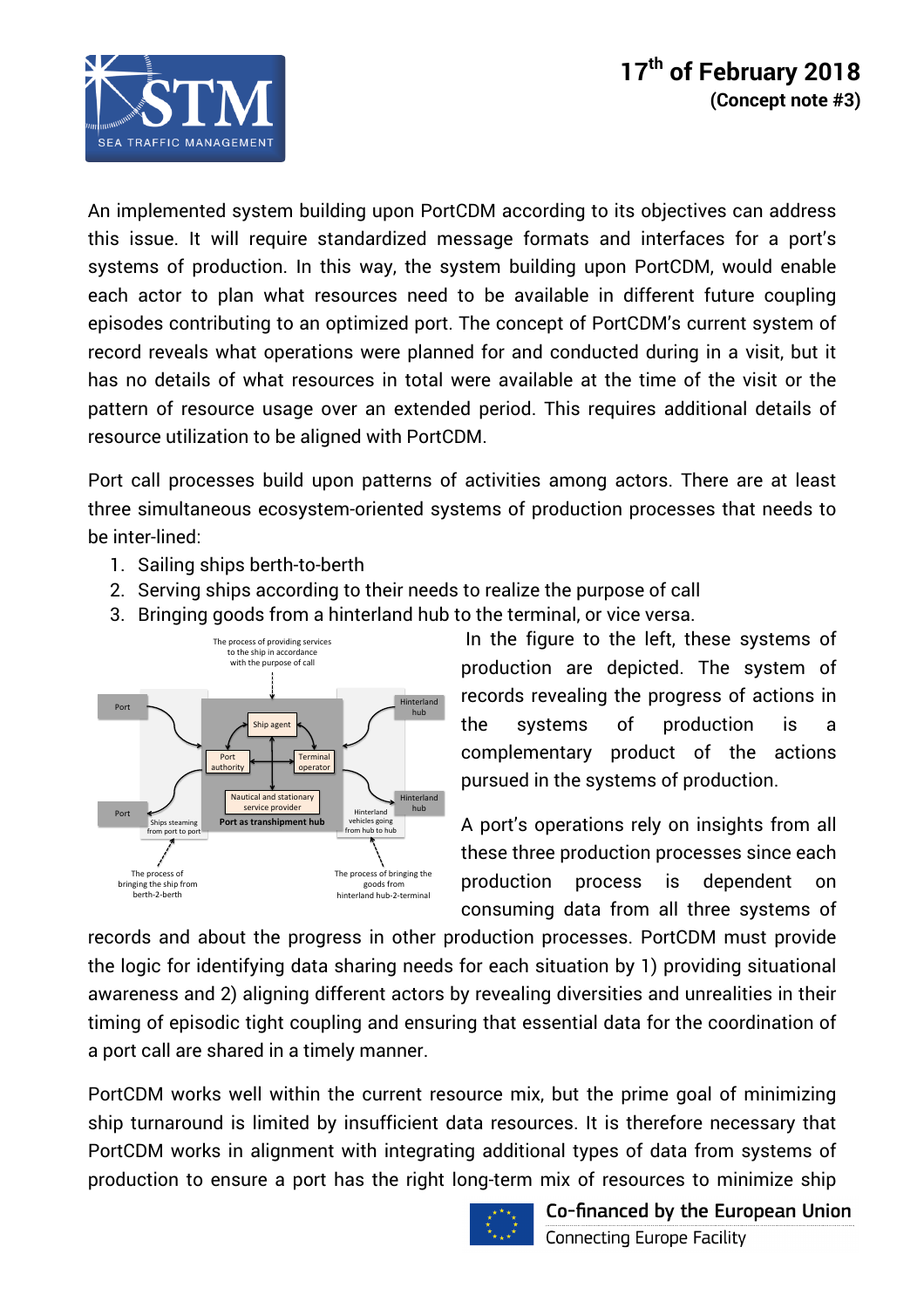An implemented system building upon PortCDM according to its objectives can address this issue. It will require standardized message formats and interfaces for a port's systems of production. In this way, the system building upon PortCDM, would enable each actor to plan what resources need to be available in different future coupling episodes contributing to an optimized port. The concept of PortCDM's current system of record reveals what operations were planned for and conducted during in a visit, but it has no details of what resources in total were available at the time of the visit or the pattern of resource usage over an extended period. This requires additional details of resource utilization to be aligned with PortCDM.

Port call processes build upon patterns of activities among actors. There are at least three simultaneous ecosystem-oriented systems of production processes that needs to be inter-lined:

1. Sailing ships berth-to-berth
2. Serving ships according to their needs to realize the purpose of call
3. Bringing goods from a hinterland hub to the terminal, or vice versa.

In the figure to the left, these systems of production are depicted. The system of records revealing the progress of actions in the systems of production is a complementary product of the actions pursued in the systems of production.

A port's operations rely on insights from all these three production processes since each production process is dependent on consuming data from all three systems of records and about the progress in other production processes. PortCDM must provide the logic for identifying data sharing needs for each situation by 1) providing situational awareness and 2) aligning different actors by revealing diversities and unrealities in their timing of episodic tight coupling and ensuring that essential data for the coordination of a port call are shared in a timely manner.

PortCDM works well within the current resource mix, but the prime goal of minimizing ship turnaround is limited by insufficient data resources. It is therefore necessary that PortCDM works in alignment with integrating additional types of data from systems of production to ensure a port has the right long-term mix of resources to minimize ship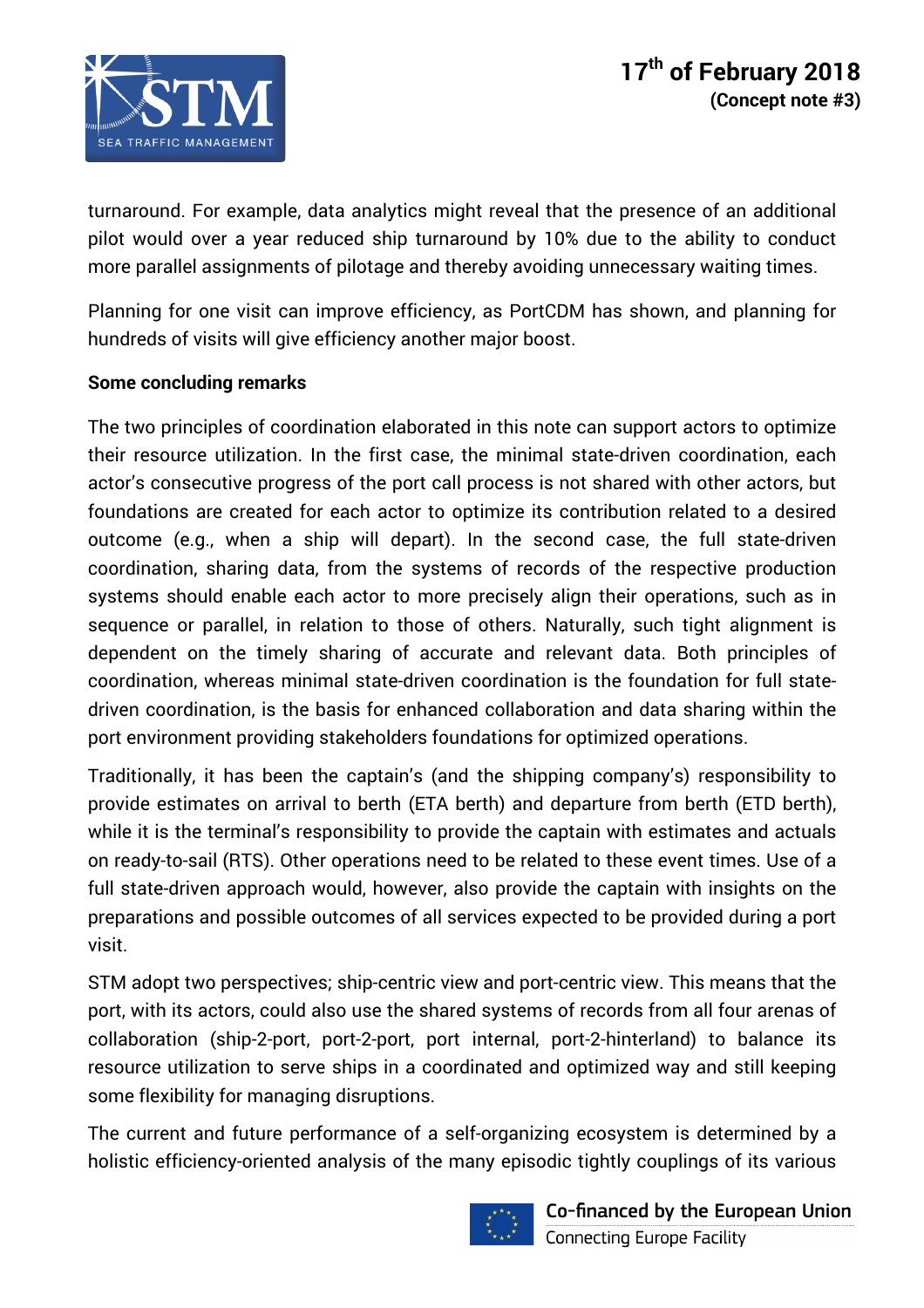turnaround. For example, data analytics might reveal that the presence of an additional pilot would over a year reduced ship turnaround by 10% due to the ability to conduct more parallel assignments of pilotage and thereby avoiding unnecessary waiting times.

Planning for one visit can improve efficiency, as PortCDM has shown, and planning for hundreds of visits will give efficiency another major boost.

**Some concluding remarks**

The two principles of coordination elaborated in this note can support actors to optimize their resource utilization. In the first case, the minimal state-driven coordination, each actor's consecutive progress of the port call process is not shared with other actors, but foundations are created for each actor to optimize its contribution related to a desired outcome (e.g., when a ship will depart). In the second case, the full state-driven coordination, sharing data, from the systems of records of the respective production systems should enable each actor to more precisely align their operations, such as in sequence or parallel, in relation to those of others. Naturally, such tight alignment is dependent on the timely sharing of accurate and relevant data. Both principles of coordination, whereas minimal state-driven coordination is the foundation for full state-driven coordination, is the basis for enhanced collaboration and data sharing within the port environment providing stakeholders foundations for optimized operations.

Traditionally, it has been the captain's (and the shipping company's) responsibility to provide estimates on arrival to berth (ETA berth) and departure from berth (ETD berth), while it is the terminal's responsibility to provide the captain with estimates and actuals on ready-to-sail (RTS). Other operations need to be related to these event times. Use of a full state-driven approach would, however, also provide the captain with insights on the preparations and possible outcomes of all services expected to be provided during a port visit.

STM adopt two perspectives; ship-centric view and port-centric view. This means that the port, with its actors, could also use the shared systems of records from all four arenas of collaboration (ship-2-port, port-2-port, port internal, port-2-hinterland) to balance its resource utilization to serve ships in a coordinated and optimized way and still keeping some flexibility for managing disruptions.

The current and future performance of a self-organizing ecosystem is determined by a holistic efficiency-oriented analysis of the many episodic tightly couplings of its various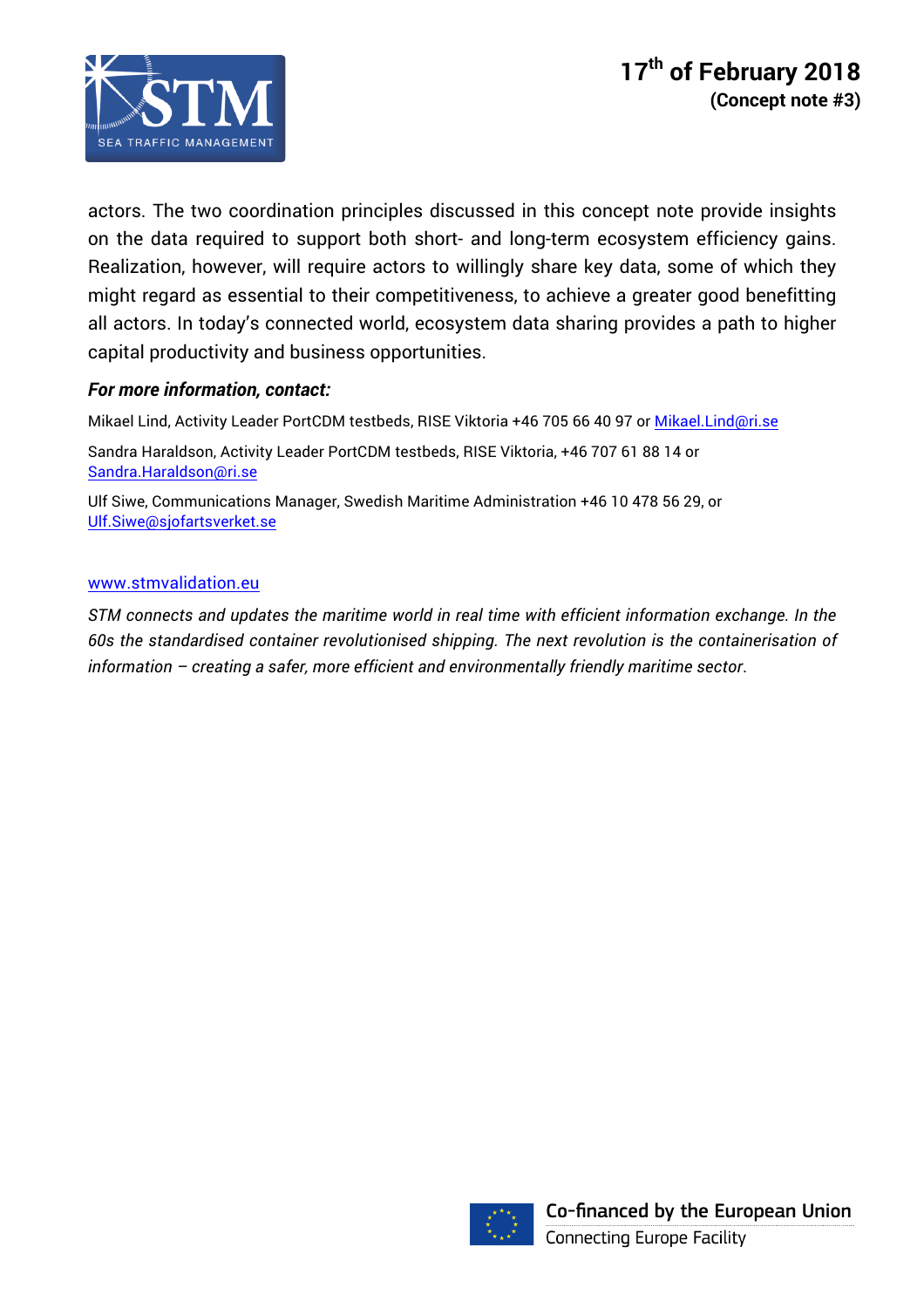actors. The two coordination principles discussed in this concept note provide insights on the data required to support both short- and long-term ecosystem efficiency gains. Realization, however, will require actors to willingly share key data, some of which they might regard as essential to their competitiveness, to achieve a greater good benefitting all actors. In today's connected world, ecosystem data sharing provides a path to higher capital productivity and business opportunities.

***For more information, contact:***

Mikael Lind, Activity Leader PortCDM testbeds, RISE Viktoria +46 705 66 40 97 or Mikael.Lind@ri.se

Sandra Haraldson, Activity Leader PortCDM testbeds, RISE Viktoria, +46 707 61 88 14 or Sandra.Haraldson@ri.se

Ulf Siwe, Communications Manager, Swedish Maritime Administration +46 10 478 56 29, or Ulf.Siwe@sjofartsverket.se

www.stmvalidation.eu

*STM connects and updates the maritime world in real time with efficient information exchange. In the 60s the standardised container revolutionised shipping. The next revolution is the containerisation of information – creating a safer, more efficient and environmentally friendly maritime sector.*

Co-financed by the European Union
Connecting Europe Facility